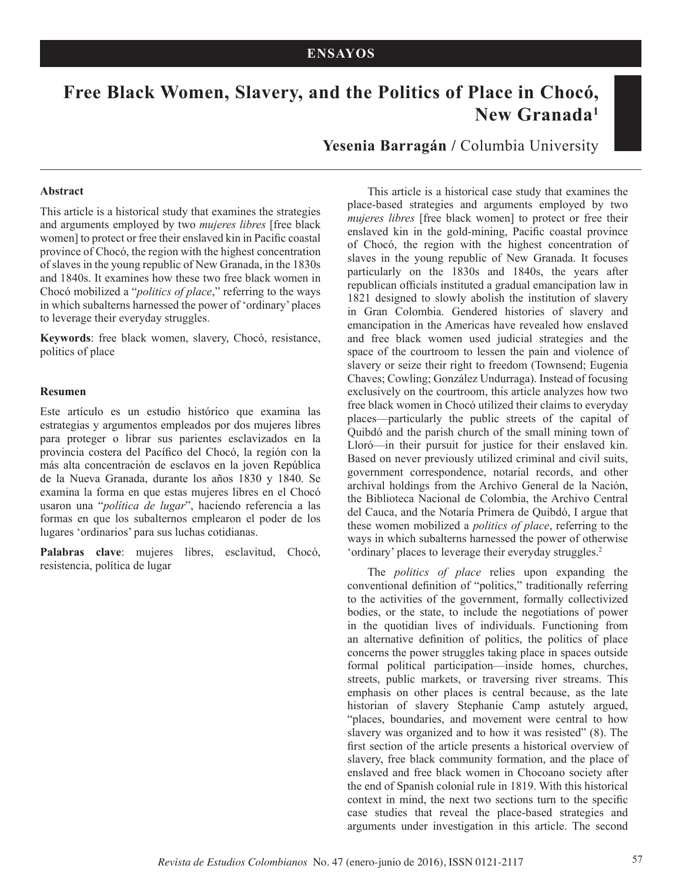ENSAYOS

# Free Black Women, Slavery, and the Politics of Place in Chocó, New Granada[1]

**Yesenia Barragán** / Columbia University

**Abstract**

This article is a historical study that examines the strategies and arguments employed by two *mujeres libres* [free black women] to protect or free their enslaved kin in Pacific coastal province of Chocó, the region with the highest concentration of slaves in the young republic of New Granada, in the 1830s and 1840s. It examines how these two free black women in Chocó mobilized a "*politics of place*," referring to the ways in which subalterns harnessed the power of 'ordinary' places to leverage their everyday struggles.

**Keywords**: free black women, slavery, Chocó, resistance, politics of place

**Resumen**

Este artículo es un estudio histórico que examina las estrategias y argumentos empleados por dos mujeres libres para proteger o librar sus parientes esclavizados en la provincia costera del Pacífico del Chocó, la región con la más alta concentración de esclavos en la joven República de la Nueva Granada, durante los años 1830 y 1840. Se examina la forma en que estas mujeres libres en el Chocó usaron una "*política de lugar*", haciendo referencia a las formas en que los subalternos emplearon el poder de los lugares 'ordinarios' para sus luchas cotidianas.

**Palabras clave**: mujeres libres, esclavitud, Chocó, resistencia, política de lugar

This article is a historical case study that examines the place-based strategies and arguments employed by two *mujeres libres* [free black women] to protect or free their enslaved kin in the gold-mining, Pacific coastal province of Chocó, the region with the highest concentration of slaves in the young republic of New Granada. It focuses particularly on the 1830s and 1840s, the years after republican officials instituted a gradual emancipation law in 1821 designed to slowly abolish the institution of slavery in Gran Colombia. Gendered histories of slavery and emancipation in the Americas have revealed how enslaved and free black women used judicial strategies and the space of the courtroom to lessen the pain and violence of slavery or seize their right to freedom (Townsend; Eugenia Chaves; Cowling; González Undurraga). Instead of focusing exclusively on the courtroom, this article analyzes how two free black women in Chocó utilized their claims to everyday places—particularly the public streets of the capital of Quibdó and the parish church of the small mining town of Lloró—in their pursuit for justice for their enslaved kin. Based on never previously utilized criminal and civil suits, government correspondence, notarial records, and other archival holdings from the Archivo General de la Nación, the Biblioteca Nacional de Colombia, the Archivo Central del Cauca, and the Notaría Primera de Quibdó, I argue that these women mobilized a *politics of place*, referring to the ways in which subalterns harnessed the power of otherwise 'ordinary' places to leverage their everyday struggles.[2]

The *politics of place* relies upon expanding the conventional definition of "politics," traditionally referring to the activities of the government, formally collectivized bodies, or the state, to include the negotiations of power in the quotidian lives of individuals. Functioning from an alternative definition of politics, the politics of place concerns the power struggles taking place in spaces outside formal political participation—inside homes, churches, streets, public markets, or traversing river streams. This emphasis on other places is central because, as the late historian of slavery Stephanie Camp astutely argued, "places, boundaries, and movement were central to how slavery was organized and to how it was resisted" (8). The first section of the article presents a historical overview of slavery, free black community formation, and the place of enslaved and free black women in Chocoano society after the end of Spanish colonial rule in 1819. With this historical context in mind, the next two sections turn to the specific case studies that reveal the place-based strategies and arguments under investigation in this article. The second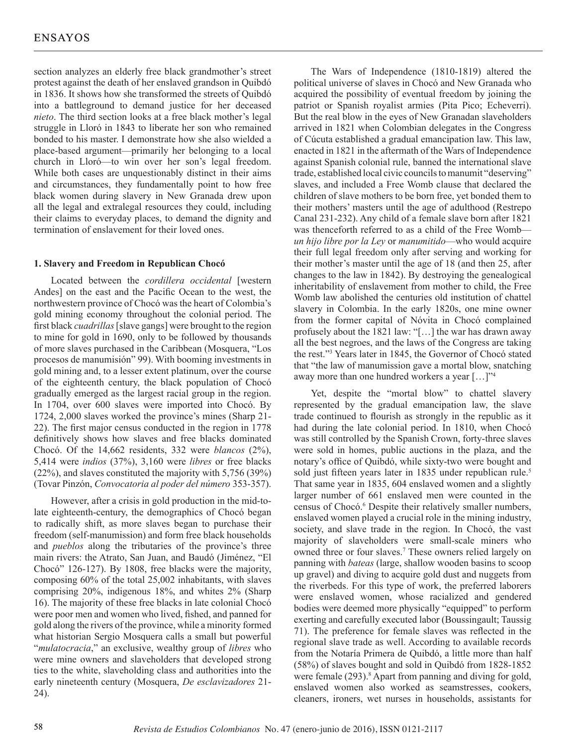section analyzes an elderly free black grandmother's street protest against the death of her enslaved grandson in Quibdó in 1836. It shows how she transformed the streets of Quibdó into a battleground to demand justice for her deceased *nieto*. The third section looks at a free black mother's legal struggle in Lloró in 1843 to liberate her son who remained bonded to his master. I demonstrate how she also wielded a place-based argument—primarily her belonging to a local church in Lloró—to win over her son's legal freedom. While both cases are unquestionably distinct in their aims and circumstances, they fundamentally point to how free black women during slavery in New Granada drew upon all the legal and extralegal resources they could, including their claims to everyday places, to demand the dignity and termination of enslavement for their loved ones.

### 1. Slavery and Freedom in Republican Chocó

Located between the *cordillera occidental* [western Andes] on the east and the Pacific Ocean to the west, the northwestern province of Chocó was the heart of Colombia's gold mining economy throughout the colonial period. The first black *cuadrillas* [slave gangs] were brought to the region to mine for gold in 1690, only to be followed by thousands of more slaves purchased in the Caribbean (Mosquera, "Los procesos de manumisión" 99). With booming investments in gold mining and, to a lesser extent platinum, over the course of the eighteenth century, the black population of Chocó gradually emerged as the largest racial group in the region. In 1704, over 600 slaves were imported into Chocó. By 1724, 2,000 slaves worked the province's mines (Sharp 21-22). The first major census conducted in the region in 1778 definitively shows how slaves and free blacks dominated Chocó. Of the 14,662 residents, 332 were *blancos* (2%), 5,414 were *indios* (37%), 3,160 were *libres* or free blacks (22%), and slaves constituted the majority with 5,756 (39%) (Tovar Pinzón, *Convocatoria al poder del número* 353-357).

However, after a crisis in gold production in the mid-to-late eighteenth-century, the demographics of Chocó began to radically shift, as more slaves began to purchase their freedom (self-manumission) and form free black households and *pueblos* along the tributaries of the province's three main rivers: the Atrato, San Juan, and Baudó (Jiménez, "El Chocó" 126-127). By 1808, free blacks were the majority, composing 60% of the total 25,002 inhabitants, with slaves comprising 20%, indigenous 18%, and whites 2% (Sharp 16). The majority of these free blacks in late colonial Chocó were poor men and women who lived, fished, and panned for gold along the rivers of the province, while a minority formed what historian Sergio Mosquera calls a small but powerful "*mulatocracia*," an exclusive, wealthy group of *libres* who were mine owners and slaveholders that developed strong ties to the white, slaveholding class and authorities into the early nineteenth century (Mosquera, *De esclavizadores* 21-24).

The Wars of Independence (1810-1819) altered the political universe of slaves in Chocó and New Granada who acquired the possibility of eventual freedom by joining the patriot or Spanish royalist armies (Pita Pico; Echeverri). But the real blow in the eyes of New Granadan slaveholders arrived in 1821 when Colombian delegates in the Congress of Cúcuta established a gradual emancipation law. This law, enacted in 1821 in the aftermath of the Wars of Independence against Spanish colonial rule, banned the international slave trade, established local civic councils to manumit "deserving" slaves, and included a Free Womb clause that declared the children of slave mothers to be born free, yet bonded them to their mothers' masters until the age of adulthood (Restrepo Canal 231-232). Any child of a female slave born after 1821 was thenceforth referred to as a child of the Free Womb—*un hijo libre por la Ley* or *manumitido*—who would acquire their full legal freedom only after serving and working for their mother's master until the age of 18 (and then 25, after changes to the law in 1842). By destroying the genealogical inheritability of enslavement from mother to child, the Free Womb law abolished the centuries old institution of chattel slavery in Colombia. In the early 1820s, one mine owner from the former capital of Nóvita in Chocó complained profusely about the 1821 law: "[…] the war has drawn away all the best negroes, and the laws of the Congress are taking the rest."[3] Years later in 1845, the Governor of Chocó stated that "the law of manumission gave a mortal blow, snatching away more than one hundred workers a year […]"[4]

Yet, despite the "mortal blow" to chattel slavery represented by the gradual emancipation law, the slave trade continued to flourish as strongly in the republic as it had during the late colonial period. In 1810, when Chocó was still controlled by the Spanish Crown, forty-three slaves were sold in homes, public auctions in the plaza, and the notary's office of Quibdó, while sixty-two were bought and sold just fifteen years later in 1835 under republican rule.[5] That same year in 1835, 604 enslaved women and a slightly larger number of 661 enslaved men were counted in the census of Chocó.[6] Despite their relatively smaller numbers, enslaved women played a crucial role in the mining industry, society, and slave trade in the region. In Chocó, the vast majority of slaveholders were small-scale miners who owned three or four slaves.[7] These owners relied largely on panning with *bateas* (large, shallow wooden basins to scoop up gravel) and diving to acquire gold dust and nuggets from the riverbeds. For this type of work, the preferred laborers were enslaved women, whose racialized and gendered bodies were deemed more physically "equipped" to perform exerting and carefully executed labor (Boussingault; Taussig 71). The preference for female slaves was reflected in the regional slave trade as well. According to available records from the Notaría Primera de Quibdó, a little more than half (58%) of slaves bought and sold in Quibdó from 1828-1852 were female (293).[8] Apart from panning and diving for gold, enslaved women also worked as seamstresses, cookers, cleaners, ironers, wet nurses in households, assistants for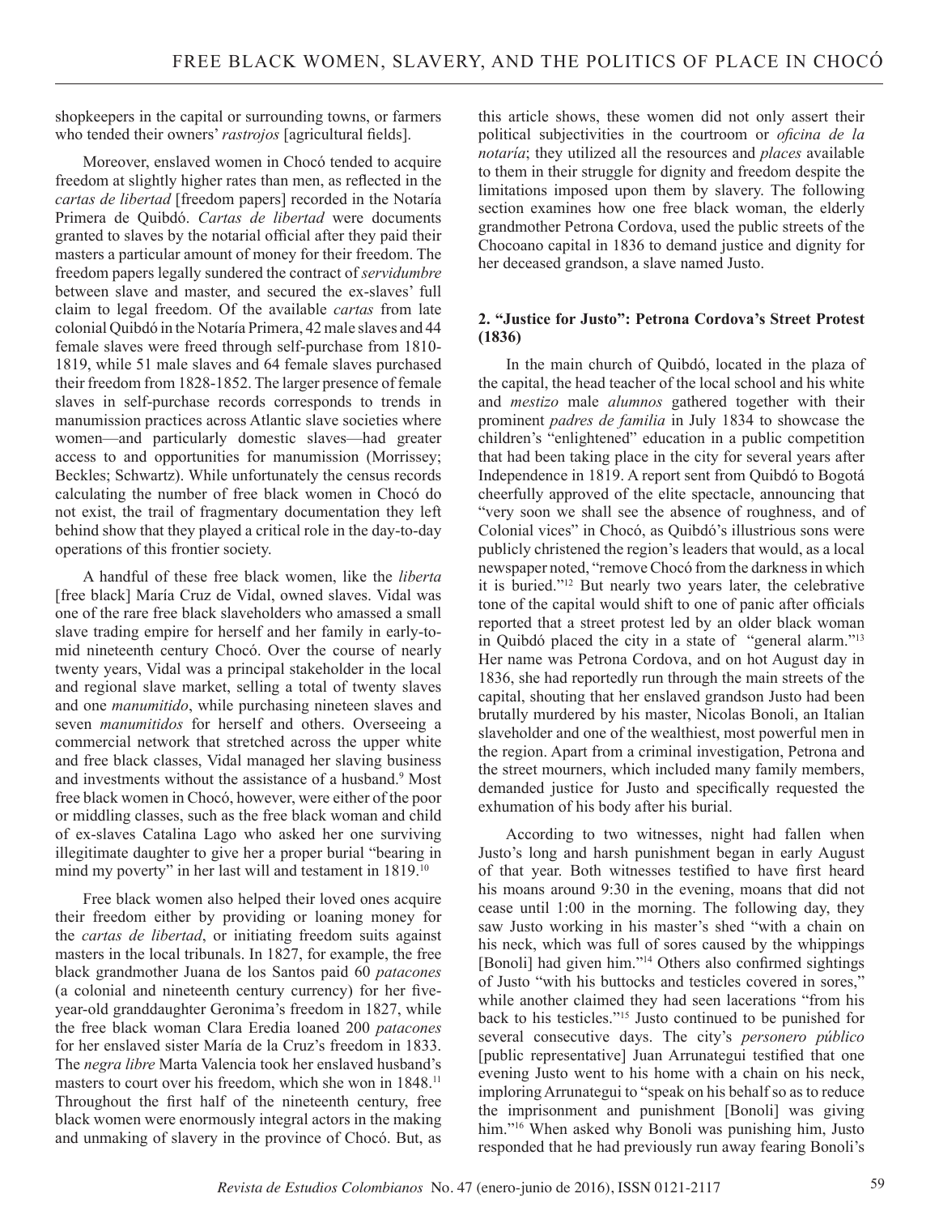shopkeepers in the capital or surrounding towns, or farmers who tended their owners' *rastrojos* [agricultural fields].

Moreover, enslaved women in Chocó tended to acquire freedom at slightly higher rates than men, as reflected in the *cartas de libertad* [freedom papers] recorded in the Notaría Primera de Quibdó. *Cartas de libertad* were documents granted to slaves by the notarial official after they paid their masters a particular amount of money for their freedom. The freedom papers legally sundered the contract of *servidumbre* between slave and master, and secured the ex-slaves' full claim to legal freedom. Of the available *cartas* from late colonial Quibdó in the Notaría Primera, 42 male slaves and 44 female slaves were freed through self-purchase from 1810-1819, while 51 male slaves and 64 female slaves purchased their freedom from 1828-1852. The larger presence of female slaves in self-purchase records corresponds to trends in manumission practices across Atlantic slave societies where women—and particularly domestic slaves—had greater access to and opportunities for manumission (Morrissey; Beckles; Schwartz). While unfortunately the census records calculating the number of free black women in Chocó do not exist, the trail of fragmentary documentation they left behind show that they played a critical role in the day-to-day operations of this frontier society.

A handful of these free black women, like the *liberta* [free black] María Cruz de Vidal, owned slaves. Vidal was one of the rare free black slaveholders who amassed a small slave trading empire for herself and her family in early-to-mid nineteenth century Chocó. Over the course of nearly twenty years, Vidal was a principal stakeholder in the local and regional slave market, selling a total of twenty slaves and one *manumitido*, while purchasing nineteen slaves and seven *manumitidos* for herself and others. Overseeing a commercial network that stretched across the upper white and free black classes, Vidal managed her slaving business and investments without the assistance of a husband.[9] Most free black women in Chocó, however, were either of the poor or middling classes, such as the free black woman and child of ex-slaves Catalina Lago who asked her one surviving illegitimate daughter to give her a proper burial "bearing in mind my poverty" in her last will and testament in 1819.[10]

Free black women also helped their loved ones acquire their freedom either by providing or loaning money for the *cartas de libertad*, or initiating freedom suits against masters in the local tribunals. In 1827, for example, the free black grandmother Juana de los Santos paid 60 *patacones* (a colonial and nineteenth century currency) for her five-year-old granddaughter Geronima's freedom in 1827, while the free black woman Clara Eredia loaned 200 *patacones* for her enslaved sister María de la Cruz's freedom in 1833. The *negra libre* Marta Valencia took her enslaved husband's masters to court over his freedom, which she won in 1848.[11] Throughout the first half of the nineteenth century, free black women were enormously integral actors in the making and unmaking of slavery in the province of Chocó. But, as this article shows, these women did not only assert their political subjectivities in the courtroom or *oficina de la notaría*; they utilized all the resources and *places* available to them in their struggle for dignity and freedom despite the limitations imposed upon them by slavery. The following section examines how one free black woman, the elderly grandmother Petrona Cordova, used the public streets of the Chocoano capital in 1836 to demand justice and dignity for her deceased grandson, a slave named Justo.

## 2. "Justice for Justo": Petrona Cordova's Street Protest (1836)

In the main church of Quibdó, located in the plaza of the capital, the head teacher of the local school and his white and *mestizo* male *alumnos* gathered together with their prominent *padres de familia* in July 1834 to showcase the children's "enlightened" education in a public competition that had been taking place in the city for several years after Independence in 1819. A report sent from Quibdó to Bogotá cheerfully approved of the elite spectacle, announcing that "very soon we shall see the absence of roughness, and of Colonial vices" in Chocó, as Quibdó's illustrious sons were publicly christened the region's leaders that would, as a local newspaper noted, "remove Chocó from the darkness in which it is buried."[12] But nearly two years later, the celebrative tone of the capital would shift to one of panic after officials reported that a street protest led by an older black woman in Quibdó placed the city in a state of "general alarm."[13] Her name was Petrona Cordova, and on hot August day in 1836, she had reportedly run through the main streets of the capital, shouting that her enslaved grandson Justo had been brutally murdered by his master, Nicolas Bonoli, an Italian slaveholder and one of the wealthiest, most powerful men in the region. Apart from a criminal investigation, Petrona and the street mourners, which included many family members, demanded justice for Justo and specifically requested the exhumation of his body after his burial.

According to two witnesses, night had fallen when Justo's long and harsh punishment began in early August of that year. Both witnesses testified to have first heard his moans around 9:30 in the evening, moans that did not cease until 1:00 in the morning. The following day, they saw Justo working in his master's shed "with a chain on his neck, which was full of sores caused by the whippings [Bonoli] had given him."[14] Others also confirmed sightings of Justo "with his buttocks and testicles covered in sores," while another claimed they had seen lacerations "from his back to his testicles."[15] Justo continued to be punished for several consecutive days. The city's *personero público* [public representative] Juan Arrunategui testified that one evening Justo went to his home with a chain on his neck, imploring Arrunategui to "speak on his behalf so as to reduce the imprisonment and punishment [Bonoli] was giving him."[16] When asked why Bonoli was punishing him, Justo responded that he had previously run away fearing Bonoli's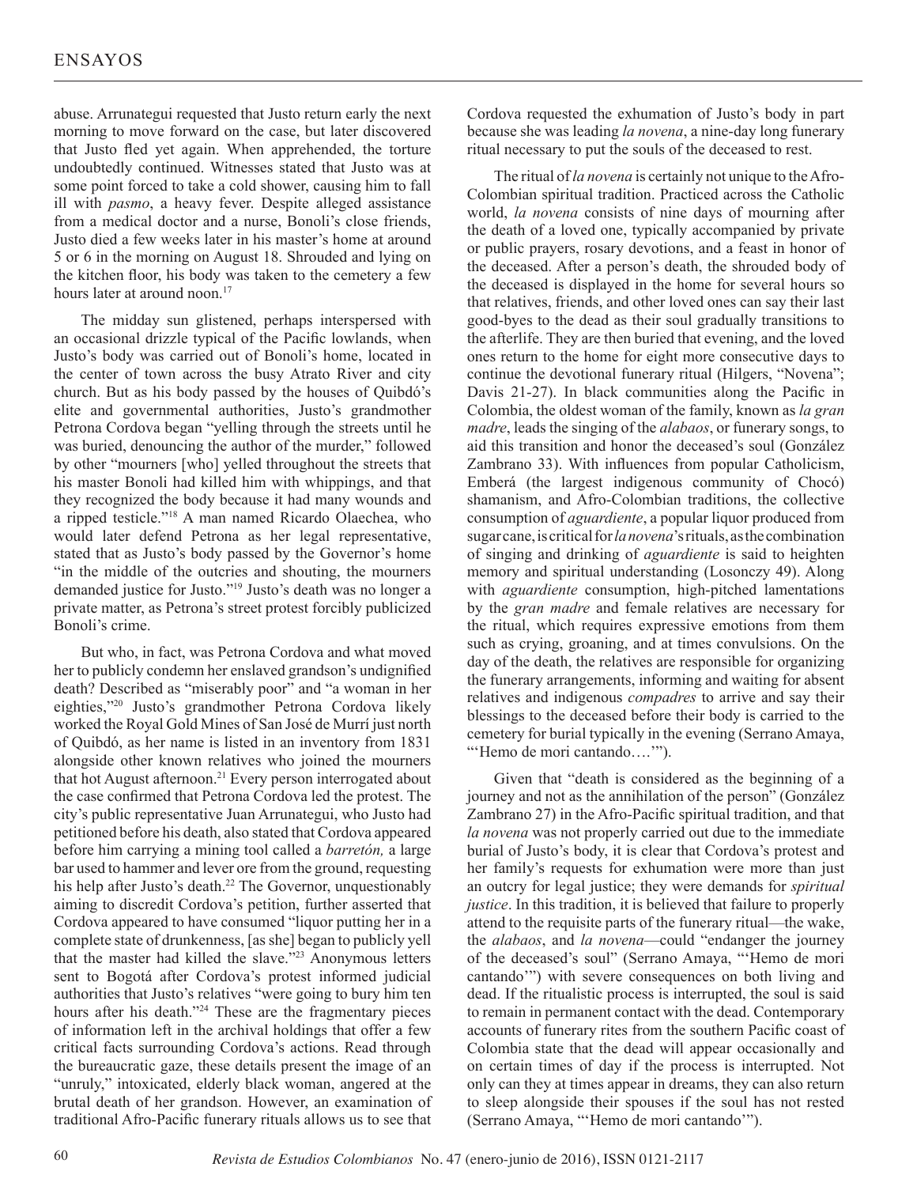abuse. Arrunategui requested that Justo return early the next morning to move forward on the case, but later discovered that Justo fled yet again. When apprehended, the torture undoubtedly continued. Witnesses stated that Justo was at some point forced to take a cold shower, causing him to fall ill with *pasmo*, a heavy fever. Despite alleged assistance from a medical doctor and a nurse, Bonoli's close friends, Justo died a few weeks later in his master's home at around 5 or 6 in the morning on August 18. Shrouded and lying on the kitchen floor, his body was taken to the cemetery a few hours later at around noon.[17]

The midday sun glistened, perhaps interspersed with an occasional drizzle typical of the Pacific lowlands, when Justo's body was carried out of Bonoli's home, located in the center of town across the busy Atrato River and city church. But as his body passed by the houses of Quibdó's elite and governmental authorities, Justo's grandmother Petrona Cordova began "yelling through the streets until he was buried, denouncing the author of the murder," followed by other "mourners [who] yelled throughout the streets that his master Bonoli had killed him with whippings, and that they recognized the body because it had many wounds and a ripped testicle."[18] A man named Ricardo Olaechea, who would later defend Petrona as her legal representative, stated that as Justo's body passed by the Governor's home "in the middle of the outcries and shouting, the mourners demanded justice for Justo."[19] Justo's death was no longer a private matter, as Petrona's street protest forcibly publicized Bonoli's crime.

But who, in fact, was Petrona Cordova and what moved her to publicly condemn her enslaved grandson's undignified death? Described as "miserably poor" and "a woman in her eighties,"[20] Justo's grandmother Petrona Cordova likely worked the Royal Gold Mines of San José de Murrí just north of Quibdó, as her name is listed in an inventory from 1831 alongside other known relatives who joined the mourners that hot August afternoon.[21] Every person interrogated about the case confirmed that Petrona Cordova led the protest. The city's public representative Juan Arrunategui, who Justo had petitioned before his death, also stated that Cordova appeared before him carrying a mining tool called a *barretón,* a large bar used to hammer and lever ore from the ground, requesting his help after Justo's death.[22] The Governor, unquestionably aiming to discredit Cordova's petition, further asserted that Cordova appeared to have consumed "liquor putting her in a complete state of drunkenness, [as she] began to publicly yell that the master had killed the slave."[23] Anonymous letters sent to Bogotá after Cordova's protest informed judicial authorities that Justo's relatives "were going to bury him ten hours after his death."[24] These are the fragmentary pieces of information left in the archival holdings that offer a few critical facts surrounding Cordova's actions. Read through the bureaucratic gaze, these details present the image of an "unruly," intoxicated, elderly black woman, angered at the brutal death of her grandson. However, an examination of traditional Afro-Pacific funerary rituals allows us to see that Cordova requested the exhumation of Justo's body in part because she was leading *la novena*, a nine-day long funerary ritual necessary to put the souls of the deceased to rest.

The ritual of *la novena* is certainly not unique to the Afro-Colombian spiritual tradition. Practiced across the Catholic world, *la novena* consists of nine days of mourning after the death of a loved one, typically accompanied by private or public prayers, rosary devotions, and a feast in honor of the deceased. After a person's death, the shrouded body of the deceased is displayed in the home for several hours so that relatives, friends, and other loved ones can say their last good-byes to the dead as their soul gradually transitions to the afterlife. They are then buried that evening, and the loved ones return to the home for eight more consecutive days to continue the devotional funerary ritual (Hilgers, "Novena"; Davis 21-27). In black communities along the Pacific in Colombia, the oldest woman of the family, known as *la gran madre*, leads the singing of the *alabaos*, or funerary songs, to aid this transition and honor the deceased's soul (González Zambrano 33). With influences from popular Catholicism, Emberá (the largest indigenous community of Chocó) shamanism, and Afro-Colombian traditions, the collective consumption of *aguardiente*, a popular liquor produced from sugar cane, is critical for *la novena*'s rituals, as the combination of singing and drinking of *aguardiente* is said to heighten memory and spiritual understanding (Losonczy 49). Along with *aguardiente* consumption, high-pitched lamentations by the *gran madre* and female relatives are necessary for the ritual, which requires expressive emotions from them such as crying, groaning, and at times convulsions. On the day of the death, the relatives are responsible for organizing the funerary arrangements, informing and waiting for absent relatives and indigenous *compadres* to arrive and say their blessings to the deceased before their body is carried to the cemetery for burial typically in the evening (Serrano Amaya, "'Hemo de mori cantando….'").

Given that "death is considered as the beginning of a journey and not as the annihilation of the person" (González Zambrano 27) in the Afro-Pacific spiritual tradition, and that *la novena* was not properly carried out due to the immediate burial of Justo's body, it is clear that Cordova's protest and her family's requests for exhumation were more than just an outcry for legal justice; they were demands for *spiritual justice*. In this tradition, it is believed that failure to properly attend to the requisite parts of the funerary ritual—the wake, the *alabaos*, and *la novena*—could "endanger the journey of the deceased's soul" (Serrano Amaya, "'Hemo de mori cantando'") with severe consequences on both living and dead. If the ritualistic process is interrupted, the soul is said to remain in permanent contact with the dead. Contemporary accounts of funerary rites from the southern Pacific coast of Colombia state that the dead will appear occasionally and on certain times of day if the process is interrupted. Not only can they at times appear in dreams, they can also return to sleep alongside their spouses if the soul has not rested (Serrano Amaya, "'Hemo de mori cantando'").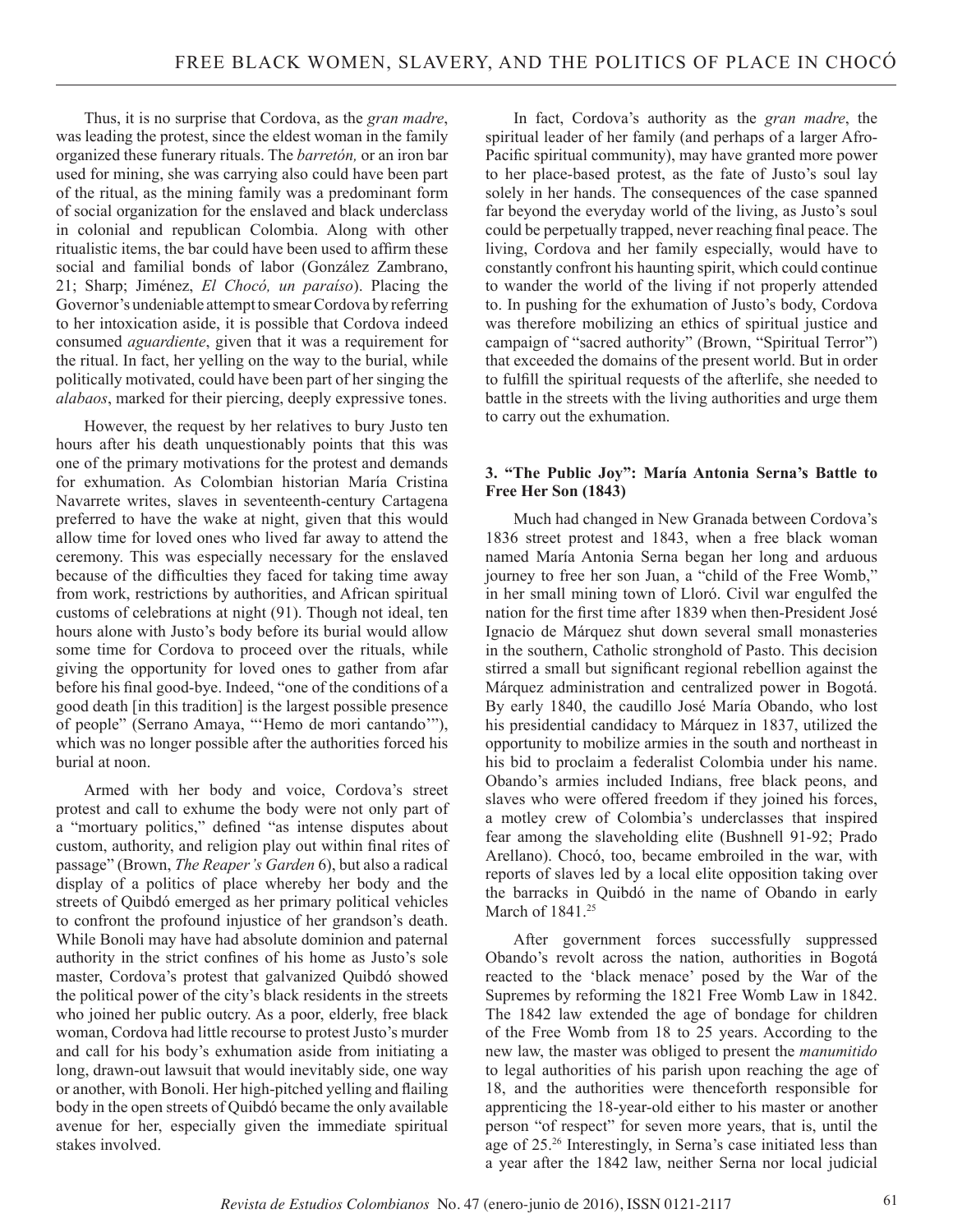Thus, it is no surprise that Cordova, as the *gran madre*, was leading the protest, since the eldest woman in the family organized these funerary rituals. The *barretón,* or an iron bar used for mining, she was carrying also could have been part of the ritual, as the mining family was a predominant form of social organization for the enslaved and black underclass in colonial and republican Colombia. Along with other ritualistic items, the bar could have been used to affirm these social and familial bonds of labor (González Zambrano, 21; Sharp; Jiménez, *El Chocó, un paraíso*). Placing the Governor's undeniable attempt to smear Cordova by referring to her intoxication aside, it is possible that Cordova indeed consumed *aguardiente*, given that it was a requirement for the ritual. In fact, her yelling on the way to the burial, while politically motivated, could have been part of her singing the *alabaos*, marked for their piercing, deeply expressive tones.

However, the request by her relatives to bury Justo ten hours after his death unquestionably points that this was one of the primary motivations for the protest and demands for exhumation. As Colombian historian María Cristina Navarrete writes, slaves in seventeenth-century Cartagena preferred to have the wake at night, given that this would allow time for loved ones who lived far away to attend the ceremony. This was especially necessary for the enslaved because of the difficulties they faced for taking time away from work, restrictions by authorities, and African spiritual customs of celebrations at night (91). Though not ideal, ten hours alone with Justo's body before its burial would allow some time for Cordova to proceed over the rituals, while giving the opportunity for loved ones to gather from afar before his final good-bye. Indeed, "one of the conditions of a good death [in this tradition] is the largest possible presence of people" (Serrano Amaya, "'Hemo de mori cantando'"), which was no longer possible after the authorities forced his burial at noon.

Armed with her body and voice, Cordova's street protest and call to exhume the body were not only part of a "mortuary politics," defined "as intense disputes about custom, authority, and religion play out within final rites of passage" (Brown, *The Reaper's Garden* 6), but also a radical display of a politics of place whereby her body and the streets of Quibdó emerged as her primary political vehicles to confront the profound injustice of her grandson's death. While Bonoli may have had absolute dominion and paternal authority in the strict confines of his home as Justo's sole master, Cordova's protest that galvanized Quibdó showed the political power of the city's black residents in the streets who joined her public outcry. As a poor, elderly, free black woman, Cordova had little recourse to protest Justo's murder and call for his body's exhumation aside from initiating a long, drawn-out lawsuit that would inevitably side, one way or another, with Bonoli. Her high-pitched yelling and flailing body in the open streets of Quibdó became the only available avenue for her, especially given the immediate spiritual stakes involved.

In fact, Cordova's authority as the *gran madre*, the spiritual leader of her family (and perhaps of a larger Afro-Pacific spiritual community), may have granted more power to her place-based protest, as the fate of Justo's soul lay solely in her hands. The consequences of the case spanned far beyond the everyday world of the living, as Justo's soul could be perpetually trapped, never reaching final peace. The living, Cordova and her family especially, would have to constantly confront his haunting spirit, which could continue to wander the world of the living if not properly attended to. In pushing for the exhumation of Justo's body, Cordova was therefore mobilizing an ethics of spiritual justice and campaign of "sacred authority" (Brown, "Spiritual Terror") that exceeded the domains of the present world. But in order to fulfill the spiritual requests of the afterlife, she needed to battle in the streets with the living authorities and urge them to carry out the exhumation.

### 3. "The Public Joy": María Antonia Serna's Battle to Free Her Son (1843)

Much had changed in New Granada between Cordova's 1836 street protest and 1843, when a free black woman named María Antonia Serna began her long and arduous journey to free her son Juan, a "child of the Free Womb," in her small mining town of Lloró. Civil war engulfed the nation for the first time after 1839 when then-President José Ignacio de Márquez shut down several small monasteries in the southern, Catholic stronghold of Pasto. This decision stirred a small but significant regional rebellion against the Márquez administration and centralized power in Bogotá. By early 1840, the caudillo José María Obando, who lost his presidential candidacy to Márquez in 1837, utilized the opportunity to mobilize armies in the south and northeast in his bid to proclaim a federalist Colombia under his name. Obando's armies included Indians, free black peons, and slaves who were offered freedom if they joined his forces, a motley crew of Colombia's underclasses that inspired fear among the slaveholding elite (Bushnell 91-92; Prado Arellano). Chocó, too, became embroiled in the war, with reports of slaves led by a local elite opposition taking over the barracks in Quibdó in the name of Obando in early March of 1841.[25]

After government forces successfully suppressed Obando's revolt across the nation, authorities in Bogotá reacted to the 'black menace' posed by the War of the Supremes by reforming the 1821 Free Womb Law in 1842. The 1842 law extended the age of bondage for children of the Free Womb from 18 to 25 years. According to the new law, the master was obliged to present the *manumitido* to legal authorities of his parish upon reaching the age of 18, and the authorities were thenceforth responsible for apprenticing the 18-year-old either to his master or another person "of respect" for seven more years, that is, until the age of 25.[26] Interestingly, in Serna's case initiated less than a year after the 1842 law, neither Serna nor local judicial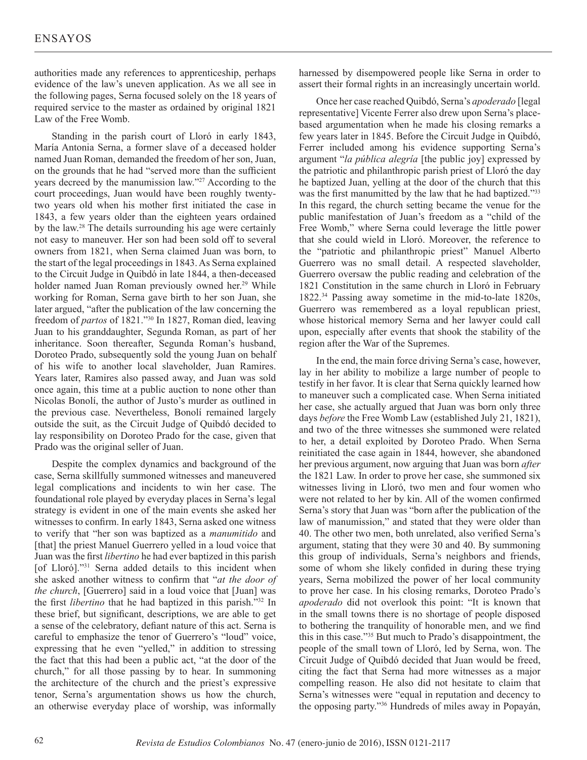authorities made any references to apprenticeship, perhaps evidence of the law's uneven application. As we all see in the following pages, Serna focused solely on the 18 years of required service to the master as ordained by original 1821 Law of the Free Womb.

Standing in the parish court of Lloró in early 1843, María Antonia Serna, a former slave of a deceased holder named Juan Roman, demanded the freedom of her son, Juan, on the grounds that he had "served more than the sufficient years decreed by the manumission law."[27] According to the court proceedings, Juan would have been roughly twenty-two years old when his mother first initiated the case in 1843, a few years older than the eighteen years ordained by the law.[28] The details surrounding his age were certainly not easy to maneuver. Her son had been sold off to several owners from 1821, when Serna claimed Juan was born, to the start of the legal proceedings in 1843. As Serna explained to the Circuit Judge in Quibdó in late 1844, a then-deceased holder named Juan Roman previously owned her.[29] While working for Roman, Serna gave birth to her son Juan, she later argued, "after the publication of the law concerning the freedom of *partos* of 1821."[30] In 1827, Roman died, leaving Juan to his granddaughter, Segunda Roman, as part of her inheritance. Soon thereafter, Segunda Roman's husband, Doroteo Prado, subsequently sold the young Juan on behalf of his wife to another local slaveholder, Juan Ramires. Years later, Ramires also passed away, and Juan was sold once again, this time at a public auction to none other than Nicolas Bonolí, the author of Justo's murder as outlined in the previous case. Nevertheless, Bonolí remained largely outside the suit, as the Circuit Judge of Quibdó decided to lay responsibility on Doroteo Prado for the case, given that Prado was the original seller of Juan.

Despite the complex dynamics and background of the case, Serna skillfully summoned witnesses and maneuvered legal complications and incidents to win her case. The foundational role played by everyday places in Serna's legal strategy is evident in one of the main events she asked her witnesses to confirm. In early 1843, Serna asked one witness to verify that "her son was baptized as a *manumitido* and [that] the priest Manuel Guerrero yelled in a loud voice that Juan was the first *libertino* he had ever baptized in this parish [of Lloró]."[31] Serna added details to this incident when she asked another witness to confirm that "*at the door of the church*, [Guerrero] said in a loud voice that [Juan] was the first *libertino* that he had baptized in this parish."[32] In these brief, but significant, descriptions, we are able to get a sense of the celebratory, defiant nature of this act. Serna is careful to emphasize the tenor of Guerrero's "loud" voice, expressing that he even "yelled," in addition to stressing the fact that this had been a public act, "at the door of the church," for all those passing by to hear. In summoning the architecture of the church and the priest's expressive tenor, Serna's argumentation shows us how the church, an otherwise everyday place of worship, was informally harnessed by disempowered people like Serna in order to assert their formal rights in an increasingly uncertain world.

Once her case reached Quibdó, Serna's *apoderado* [legal representative] Vicente Ferrer also drew upon Serna's place-based argumentation when he made his closing remarks a few years later in 1845. Before the Circuit Judge in Quibdó, Ferrer included among his evidence supporting Serna's argument "*la pública alegría* [the public joy] expressed by the patriotic and philanthropic parish priest of Lloró the day he baptized Juan, yelling at the door of the church that this was the first manumitted by the law that he had baptized."[33] In this regard, the church setting became the venue for the public manifestation of Juan's freedom as a "child of the Free Womb," where Serna could leverage the little power that she could wield in Lloró. Moreover, the reference to the "patriotic and philanthropic priest" Manuel Alberto Guerrero was no small detail. A respected slaveholder, Guerrero oversaw the public reading and celebration of the 1821 Constitution in the same church in Lloró in February 1822.[34] Passing away sometime in the mid-to-late 1820s, Guerrero was remembered as a loyal republican priest, whose historical memory Serna and her lawyer could call upon, especially after events that shook the stability of the region after the War of the Supremes.

In the end, the main force driving Serna's case, however, lay in her ability to mobilize a large number of people to testify in her favor. It is clear that Serna quickly learned how to maneuver such a complicated case. When Serna initiated her case, she actually argued that Juan was born only three days *before* the Free Womb Law (established July 21, 1821), and two of the three witnesses she summoned were related to her, a detail exploited by Doroteo Prado. When Serna reinitiated the case again in 1844, however, she abandoned her previous argument, now arguing that Juan was born *after* the 1821 Law. In order to prove her case, she summoned six witnesses living in Lloró, two men and four women who were not related to her by kin. All of the women confirmed Serna's story that Juan was "born after the publication of the law of manumission," and stated that they were older than 40. The other two men, both unrelated, also verified Serna's argument, stating that they were 30 and 40. By summoning this group of individuals, Serna's neighbors and friends, some of whom she likely confided in during these trying years, Serna mobilized the power of her local community to prove her case. In his closing remarks, Doroteo Prado's *apoderado* did not overlook this point: "It is known that in the small towns there is no shortage of people disposed to bothering the tranquility of honorable men, and we find this in this case."[35] But much to Prado's disappointment, the people of the small town of Lloró, led by Serna, won. The Circuit Judge of Quibdó decided that Juan would be freed, citing the fact that Serna had more witnesses as a major compelling reason. He also did not hesitate to claim that Serna's witnesses were "equal in reputation and decency to the opposing party."[36] Hundreds of miles away in Popayán,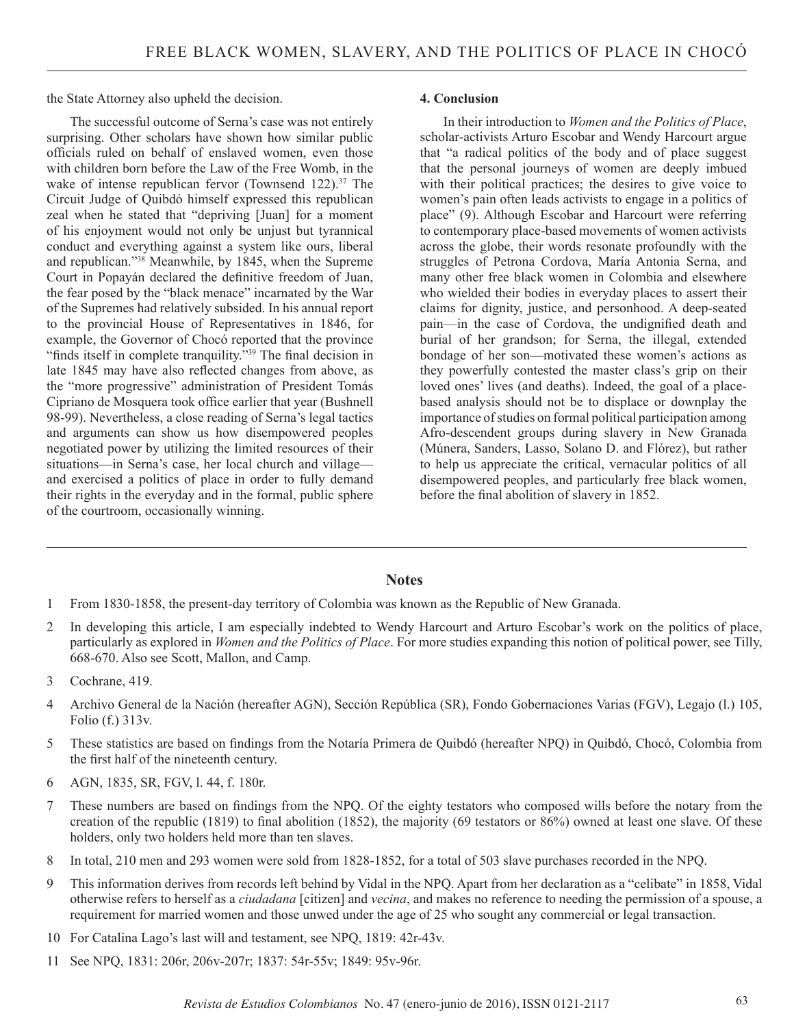the State Attorney also upheld the decision.

The successful outcome of Serna's case was not entirely surprising. Other scholars have shown how similar public officials ruled on behalf of enslaved women, even those with children born before the Law of the Free Womb, in the wake of intense republican fervor (Townsend 122).[37] The Circuit Judge of Quibdó himself expressed this republican zeal when he stated that "depriving [Juan] for a moment of his enjoyment would not only be unjust but tyrannical conduct and everything against a system like ours, liberal and republican."[38] Meanwhile, by 1845, when the Supreme Court in Popayán declared the definitive freedom of Juan, the fear posed by the "black menace" incarnated by the War of the Supremes had relatively subsided. In his annual report to the provincial House of Representatives in 1846, for example, the Governor of Chocó reported that the province "finds itself in complete tranquility."[39] The final decision in late 1845 may have also reflected changes from above, as the "more progressive" administration of President Tomás Cipriano de Mosquera took office earlier that year (Bushnell 98-99). Nevertheless, a close reading of Serna's legal tactics and arguments can show us how disempowered peoples negotiated power by utilizing the limited resources of their situations—in Serna's case, her local church and village—and exercised a politics of place in order to fully demand their rights in the everyday and in the formal, public sphere of the courtroom, occasionally winning.

#### 4. Conclusion

In their introduction to *Women and the Politics of Place*, scholar-activists Arturo Escobar and Wendy Harcourt argue that "a radical politics of the body and of place suggest that the personal journeys of women are deeply imbued with their political practices; the desires to give voice to women's pain often leads activists to engage in a politics of place" (9). Although Escobar and Harcourt were referring to contemporary place-based movements of women activists across the globe, their words resonate profoundly with the struggles of Petrona Cordova, María Antonia Serna, and many other free black women in Colombia and elsewhere who wielded their bodies in everyday places to assert their claims for dignity, justice, and personhood. A deep-seated pain—in the case of Cordova, the undignified death and burial of her grandson; for Serna, the illegal, extended bondage of her son—motivated these women's actions as they powerfully contested the master class's grip on their loved ones' lives (and deaths). Indeed, the goal of a place-based analysis should not be to displace or downplay the importance of studies on formal political participation among Afro-descendent groups during slavery in New Granada (Múnera, Sanders, Lasso, Solano D. and Flórez), but rather to help us appreciate the critical, vernacular politics of all disempowered peoples, and particularly free black women, before the final abolition of slavery in 1852.

## Notes

1 From 1830-1858, the present-day territory of Colombia was known as the Republic of New Granada.

2 In developing this article, I am especially indebted to Wendy Harcourt and Arturo Escobar's work on the politics of place, particularly as explored in *Women and the Politics of Place*. For more studies expanding this notion of political power, see Tilly, 668-670. Also see Scott, Mallon, and Camp.

3 Cochrane, 419.

4 Archivo General de la Nación (hereafter AGN), Sección República (SR), Fondo Gobernaciones Varias (FGV), Legajo (l.) 105, Folio (f.) 313v.

5 These statistics are based on findings from the Notaría Primera de Quibdó (hereafter NPQ) in Quibdó, Chocó, Colombia from the first half of the nineteenth century.

6 AGN, 1835, SR, FGV, l. 44, f. 180r.

7 These numbers are based on findings from the NPQ. Of the eighty testators who composed wills before the notary from the creation of the republic (1819) to final abolition (1852), the majority (69 testators or 86%) owned at least one slave. Of these holders, only two holders held more than ten slaves.

8 In total, 210 men and 293 women were sold from 1828-1852, for a total of 503 slave purchases recorded in the NPQ.

9 This information derives from records left behind by Vidal in the NPQ. Apart from her declaration as a "celibate" in 1858, Vidal otherwise refers to herself as a *ciudadana* [citizen] and *vecina*, and makes no reference to needing the permission of a spouse, a requirement for married women and those unwed under the age of 25 who sought any commercial or legal transaction.

10 For Catalina Lago's last will and testament, see NPQ, 1819: 42r-43v.

11 See NPQ, 1831: 206r, 206v-207r; 1837: 54r-55v; 1849: 95v-96r.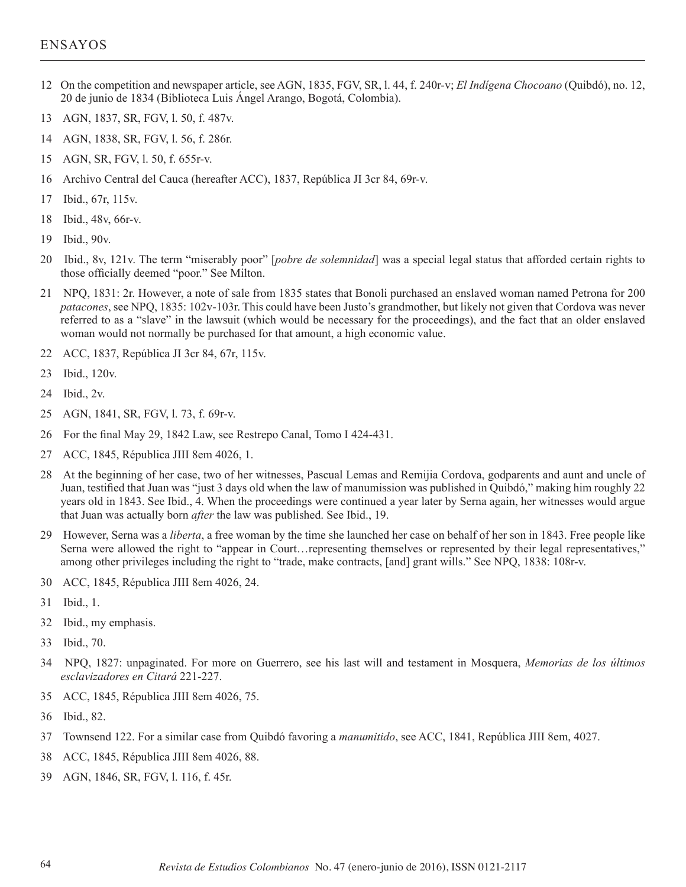12 On the competition and newspaper article, see AGN, 1835, FGV, SR, l. 44, f. 240r-v; *El Indígena Chocoano* (Quibdó), no. 12, 20 de junio de 1834 (Biblioteca Luis Ángel Arango, Bogotá, Colombia).

13 AGN, 1837, SR, FGV, l. 50, f. 487v.

14 AGN, 1838, SR, FGV, l. 56, f. 286r.

15 AGN, SR, FGV, l. 50, f. 655r-v.

16 Archivo Central del Cauca (hereafter ACC), 1837, República JI 3cr 84, 69r-v.

17 Ibid., 67r, 115v.

18 Ibid., 48v, 66r-v.

19 Ibid., 90v.

20 Ibid., 8v, 121v. The term "miserably poor" [*pobre de solemnidad*] was a special legal status that afforded certain rights to those officially deemed "poor." See Milton.

21 NPQ, 1831: 2r. However, a note of sale from 1835 states that Bonoli purchased an enslaved woman named Petrona for 200 *patacones*, see NPQ, 1835: 102v-103r. This could have been Justo's grandmother, but likely not given that Cordova was never referred to as a "slave" in the lawsuit (which would be necessary for the proceedings), and the fact that an older enslaved woman would not normally be purchased for that amount, a high economic value.

22 ACC, 1837, República JI 3cr 84, 67r, 115v.

23 Ibid., 120v.

24 Ibid., 2v.

25 AGN, 1841, SR, FGV, l. 73, f. 69r-v.

26 For the final May 29, 1842 Law, see Restrepo Canal, Tomo I 424-431.

27 ACC, 1845, Républica JIII 8em 4026, 1.

28 At the beginning of her case, two of her witnesses, Pascual Lemas and Remijia Cordova, godparents and aunt and uncle of Juan, testified that Juan was "just 3 days old when the law of manumission was published in Quibdó," making him roughly 22 years old in 1843. See Ibid., 4. When the proceedings were continued a year later by Serna again, her witnesses would argue that Juan was actually born *after* the law was published. See Ibid., 19.

29 However, Serna was a *liberta*, a free woman by the time she launched her case on behalf of her son in 1843. Free people like Serna were allowed the right to "appear in Court…representing themselves or represented by their legal representatives," among other privileges including the right to "trade, make contracts, [and] grant wills." See NPQ, 1838: 108r-v.

30 ACC, 1845, Républica JIII 8em 4026, 24.

31 Ibid., 1.

32 Ibid., my emphasis.

33 Ibid., 70.

34 NPQ, 1827: unpaginated. For more on Guerrero, see his last will and testament in Mosquera, *Memorias de los últimos esclavizadores en Citará* 221-227.

35 ACC, 1845, Républica JIII 8em 4026, 75.

36 Ibid., 82.

37 Townsend 122. For a similar case from Quibdó favoring a *manumitido*, see ACC, 1841, República JIII 8em, 4027.

38 ACC, 1845, Républica JIII 8em 4026, 88.

39 AGN, 1846, SR, FGV, l. 116, f. 45r.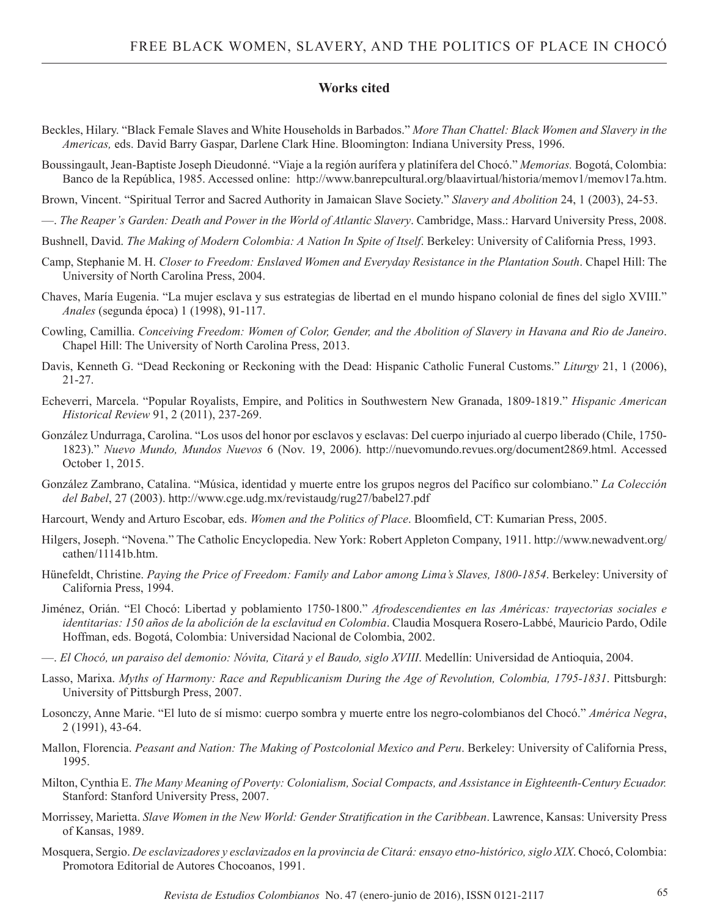## Works cited

Beckles, Hilary. "Black Female Slaves and White Households in Barbados." *More Than Chattel: Black Women and Slavery in the Americas,* eds. David Barry Gaspar, Darlene Clark Hine. Bloomington: Indiana University Press, 1996.

Boussingault, Jean-Baptiste Joseph Dieudonné. "Viaje a la región aurífera y platinífera del Chocó." *Memorias.* Bogotá, Colombia: Banco de la República, 1985. Accessed online: http://www.banrepcultural.org/blaavirtual/historia/memov1/memov17a.htm.

Brown, Vincent. "Spiritual Terror and Sacred Authority in Jamaican Slave Society." *Slavery and Abolition* 24, 1 (2003), 24-53.

—. *The Reaper's Garden: Death and Power in the World of Atlantic Slavery*. Cambridge, Mass.: Harvard University Press, 2008.

Bushnell, David. *The Making of Modern Colombia: A Nation In Spite of Itself*. Berkeley: University of California Press, 1993.

Camp, Stephanie M. H. *Closer to Freedom: Enslaved Women and Everyday Resistance in the Plantation South*. Chapel Hill: The University of North Carolina Press, 2004.

Chaves, María Eugenia. "La mujer esclava y sus estrategias de libertad en el mundo hispano colonial de fines del siglo XVIII." *Anales* (segunda época) 1 (1998), 91-117.

Cowling, Camillia. *Conceiving Freedom: Women of Color, Gender, and the Abolition of Slavery in Havana and Rio de Janeiro*. Chapel Hill: The University of North Carolina Press, 2013.

Davis, Kenneth G. "Dead Reckoning or Reckoning with the Dead: Hispanic Catholic Funeral Customs." *Liturgy* 21, 1 (2006), 21-27.

Echeverri, Marcela. "Popular Royalists, Empire, and Politics in Southwestern New Granada, 1809-1819." *Hispanic American Historical Review* 91, 2 (2011), 237-269.

González Undurraga, Carolina. "Los usos del honor por esclavos y esclavas: Del cuerpo injuriado al cuerpo liberado (Chile, 1750-1823)." *Nuevo Mundo, Mundos Nuevos* 6 (Nov. 19, 2006). http://nuevomundo.revues.org/document2869.html. Accessed October 1, 2015.

González Zambrano, Catalina. "Música, identidad y muerte entre los grupos negros del Pacífico sur colombiano." *La Colección del Babel*, 27 (2003). http://www.cge.udg.mx/revistaudg/rug27/babel27.pdf

Harcourt, Wendy and Arturo Escobar, eds. *Women and the Politics of Place*. Bloomfield, CT: Kumarian Press, 2005.

Hilgers, Joseph. "Novena." The Catholic Encyclopedia. New York: Robert Appleton Company, 1911. http://www.newadvent.org/cathen/11141b.htm.

Hünefeldt, Christine. *Paying the Price of Freedom: Family and Labor among Lima's Slaves, 1800-1854*. Berkeley: University of California Press, 1994.

Jiménez, Orián. "El Chocó: Libertad y poblamiento 1750-1800." *Afrodescendientes en las Américas: trayectorias sociales e identitarias: 150 años de la abolición de la esclavitud en Colombia*. Claudia Mosquera Rosero-Labbé, Mauricio Pardo, Odile Hoffman, eds. Bogotá, Colombia: Universidad Nacional de Colombia, 2002.

—. *El Chocó, un paraiso del demonio: Nóvita, Citará y el Baudo, siglo XVIII*. Medellín: Universidad de Antioquia, 2004.

Lasso, Marixa. *Myths of Harmony: Race and Republicanism During the Age of Revolution, Colombia, 1795-1831*. Pittsburgh: University of Pittsburgh Press, 2007.

Losonczy, Anne Marie. "El luto de sí mismo: cuerpo sombra y muerte entre los negro-colombianos del Chocó." *América Negra*, 2 (1991), 43-64.

Mallon, Florencia. *Peasant and Nation: The Making of Postcolonial Mexico and Peru*. Berkeley: University of California Press, 1995.

Milton, Cynthia E. *The Many Meaning of Poverty: Colonialism, Social Compacts, and Assistance in Eighteenth-Century Ecuador.* Stanford: Stanford University Press, 2007.

Morrissey, Marietta. *Slave Women in the New World: Gender Stratification in the Caribbean*. Lawrence, Kansas: University Press of Kansas, 1989.

Mosquera, Sergio. *De esclavizadores y esclavizados en la provincia de Citará: ensayo etno-histórico, siglo XIX*. Chocó, Colombia: Promotora Editorial de Autores Chocoanos, 1991.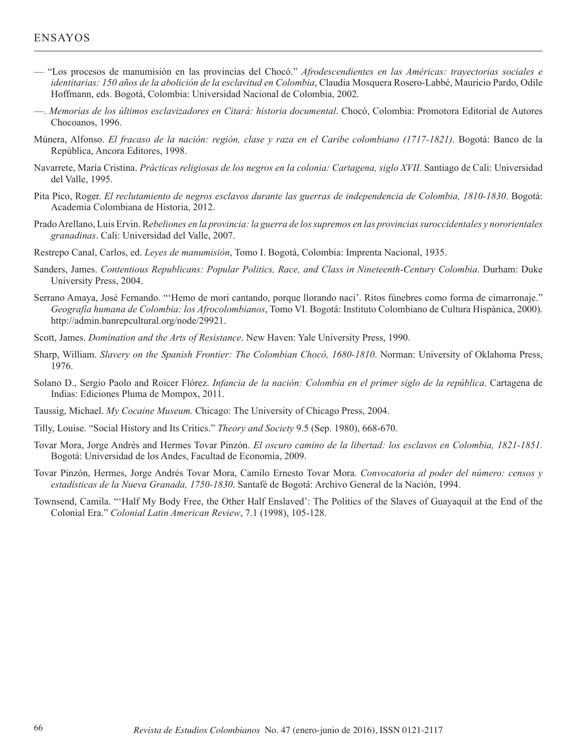— "Los procesos de manumisión en las provincias del Chocó." *Afrodescendientes en las Américas: trayectorias sociales e identitarias: 150 años de la abolición de la esclavitud en Colombia*, Claudia Mosquera Rosero-Labbé, Mauricio Pardo, Odile Hoffmann, eds. Bogotá, Colombia: Universidad Nacional de Colombia, 2002.

—. *Memorias de los últimos esclavizadores en Citará: historia documental*. Chocó, Colombia: Promotora Editorial de Autores Chocoanos, 1996.

Múnera, Alfonso. *El fracaso de la nación: región, clase y raza en el Caribe colombiano (1717-1821)*. Bogotá: Banco de la República, Ancora Editores, 1998.

Navarrete, María Cristina. *Prácticas religiosas de los negros en la colonia: Cartagena, siglo XVII*. Santiago de Cali: Universidad del Valle, 1995.

Pita Pico, Roger. *El reclutamiento de negros esclavos durante las guerras de independencia de Colombia, 1810-1830*. Bogotá: Academia Colombiana de Historia, 2012.

Prado Arellano, Luis Ervin. R*ebeliones en la provincia: la guerra de los supremos en las provincias suroccidentales y nororientales granadinas*. Cali: Universidad del Valle, 2007.

Restrepo Canal, Carlos, ed. *Leyes de manumisión*, Tomo I. Bogotá, Colombia: Imprenta Nacional, 1935.

Sanders, James. *Contentious Republicans: Popular Politics, Race, and Class in Nineteenth-Century Colombia*. Durham: Duke University Press, 2004.

Serrano Amaya, José Fernando. "'Hemo de mori cantando, porque llorando naci'. Ritos fúnebres como forma de cimarronaje." *Geografía humana de Colombia: los Afrocolombianos*, Tomo VI. Bogotá: Instituto Colombiano de Cultura Hispánica, 2000). http://admin.banrepcultural.org/node/29921.

Scott, James. *Domination and the Arts of Resistance*. New Haven: Yale University Press, 1990.

Sharp, William. *Slavery on the Spanish Frontier: The Colombian Chocó, 1680-1810*. Norman: University of Oklahoma Press, 1976.

Solano D., Sergio Paolo and Roicer Flórez. *Infancia de la nación: Colombia en el primer siglo de la república*. Cartagena de Indias: Ediciones Pluma de Mompox, 2011.

Taussig, Michael. *My Cocaine Museum.* Chicago: The University of Chicago Press, 2004.

Tilly, Louise. "Social History and Its Critics." *Theory and Society* 9.5 (Sep. 1980), 668-670.

Tovar Mora, Jorge Andrés and Hermes Tovar Pinzón. *El oscuro camino de la libertad: los esclavos en Colombia, 1821-1851.* Bogotá: Universidad de los Andes, Facultad de Economía, 2009.

Tovar Pinzón, Hermes, Jorge Andrés Tovar Mora, Camilo Ernesto Tovar Mora. *Convocatoria al poder del número: censos y estadísticas de la Nueva Granada, 1750-1830*. Santafé de Bogotá: Archivo General de la Nación, 1994.

Townsend, Camila. "'Half My Body Free, the Other Half Enslaved': The Politics of the Slaves of Guayaquil at the End of the Colonial Era." *Colonial Latin American Review*, 7.1 (1998), 105-128.